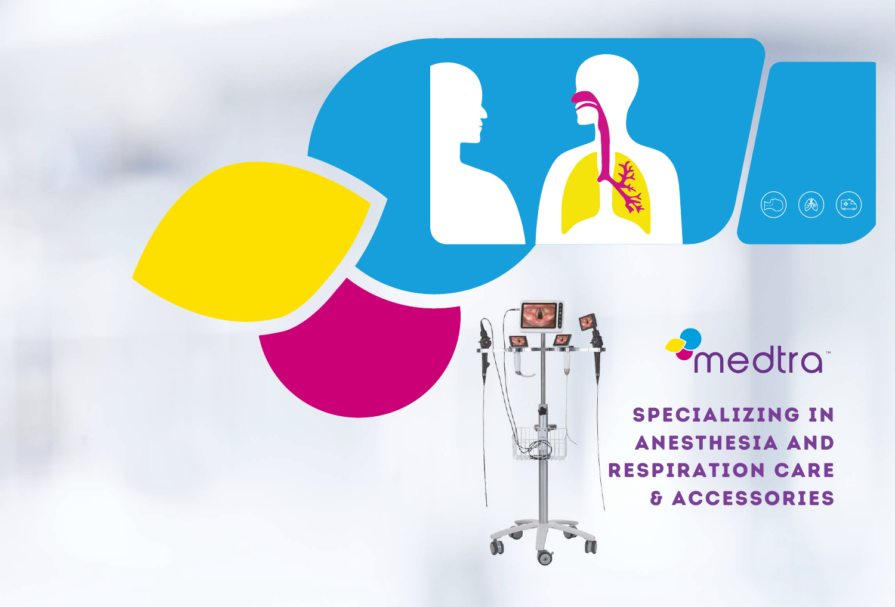medtra™

# SPECIALIZING IN ANESTHESIA AND RESPIRATION CARE & ACCESSORIES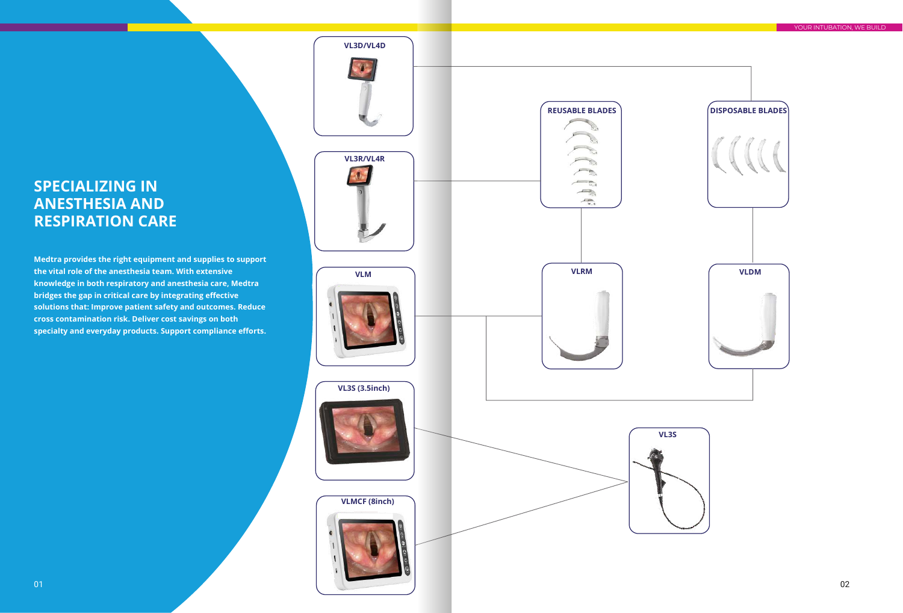## SPECIALIZING IN ANESTHESIA AND RESPIRATION CARE

**Medtra provides the right equipment and supplies to support the vital role of the anesthesia team. With extensive knowledge in both respiratory and anesthesia care, Medtra bridges the gap in critical care by integrating effective solutions that: Improve patient safety and outcomes. Reduce cross contamination risk. Deliver cost savings on both specialty and everyday products. Support compliance efforts.**

VL3D/VL4D

VL3R/VL4R

VLM

VL3S (3.5inch)

VLMCF (8inch)

REUSABLE BLADES

DISPOSABLE BLADES

VLRM

VLDM

VL3S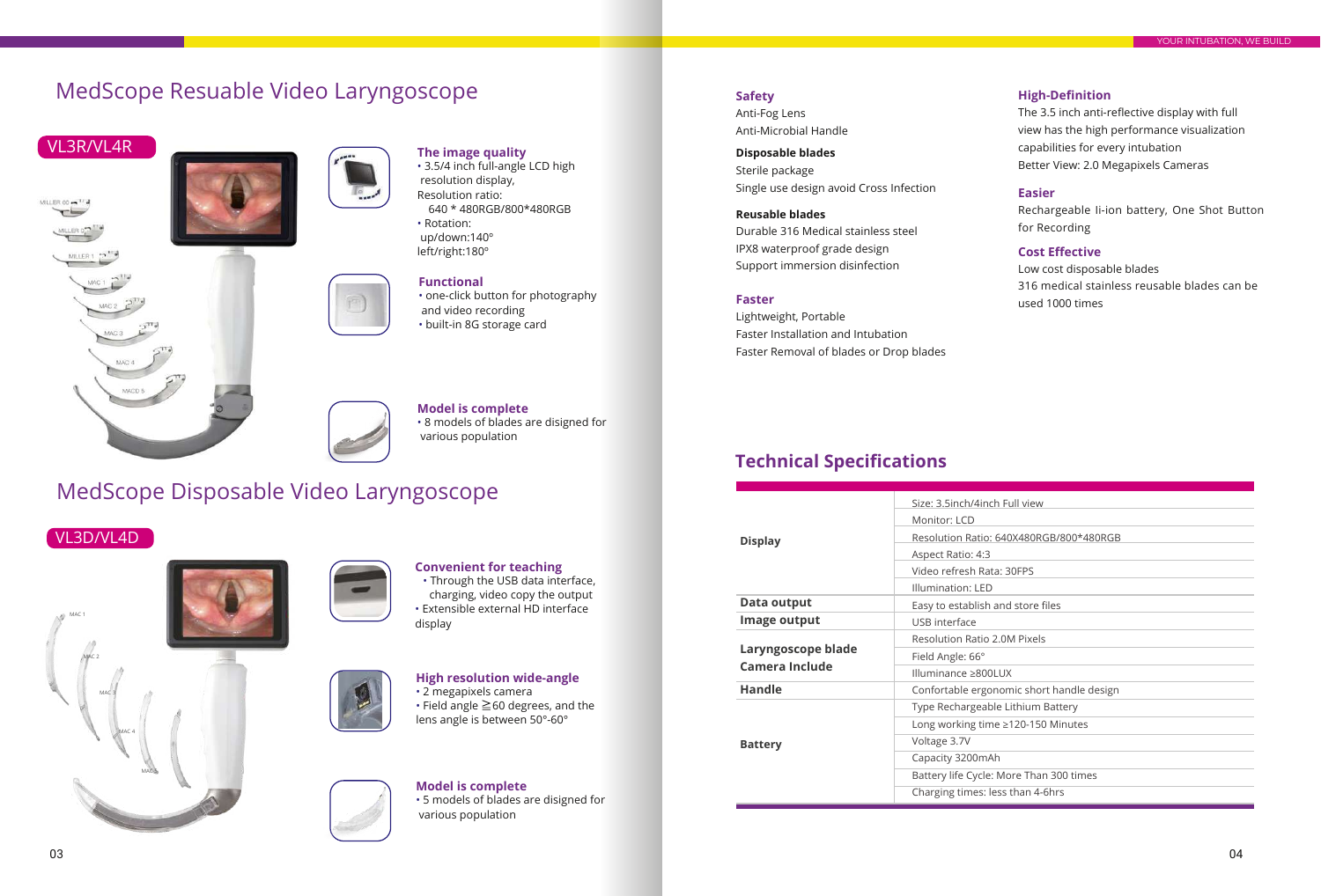# MedScope Resuable Video Laryngoscope

VL3R/VL4R

MILLER 00, MILLER 0, MILLER 1, MAC 1, MAC 2, MAC 3, MAC 4, MACD 5

**The image quality**
- 3.5/4 inch full-angle LCD high resolution display,

Resolution ratio:
640 * 480RGB/800*480RGB
- Rotation:
up/down:140°
left/right:180°

**Functional**
- one-click button for photography and video recording
- built-in 8G storage card

**Model is complete**
- 8 models of blades are disigned for various population

# MedScope Disposable Video Laryngoscope

VL3D/VL4D

MAC 1, MAC 2, MAC 3, MAC 4, MAC 5

**Convenient for teaching**
- Through the USB data interface, charging, video copy the output
- Extensible external HD interface display

**High resolution wide-angle**
- 2 megapixels camera
- Field angle ≧60 degrees, and the lens angle is between 50°-60°

**Model is complete**
- 5 models of blades are disigned for various population

**Safety**
Anti-Fog Lens
Anti-Microbial Handle

**Disposable blades**
Sterile package
Single use design avoid Cross Infection

**Reusable blades**
Durable 316 Medical stainless steel
IPX8 waterproof grade design
Support immersion disinfection

**Faster**
Lightweight, Portable
Faster Installation and Intubation
Faster Removal of blades or Drop blades

**High-Definition**
The 3.5 inch anti-reflective display with full view has the high performance visualization capabilities for every intubation
Better View: 2.0 Megapixels Cameras

**Easier**
Rechargeable li-ion battery, One Shot Button for Recording

**Cost Effective**
Low cost disposable blades
316 medical stainless reusable blades can be used 1000 times

## Technical Specifications

| | |
|---|---|
| **Display** | Size: 3.5inch/4inch Full view |
| | Monitor: LCD |
| | Resolution Ratio: 640X480RGB/800*480RGB |
| | Aspect Ratio: 4:3 |
| | Video refresh Rata: 30FPS |
| | Illumination: LED |
| **Data output** | Easy to establish and store files |
| **Image output** | USB interface |
| **Laryngoscope blade Camera Include** | Resolution Ratio 2.0M Pixels |
| | Field Angle: 66° |
| | Illuminance ≥800LUX |
| **Handle** | Confortable ergonomic short handle design |
| **Battery** | Type Rechargeable Lithium Battery |
| | Long working time ≥120-150 Minutes |
| | Voltage 3.7V |
| | Capacity 3200mAh |
| | Battery life Cycle: More Than 300 times |
| | Charging times: less than 4-6hrs |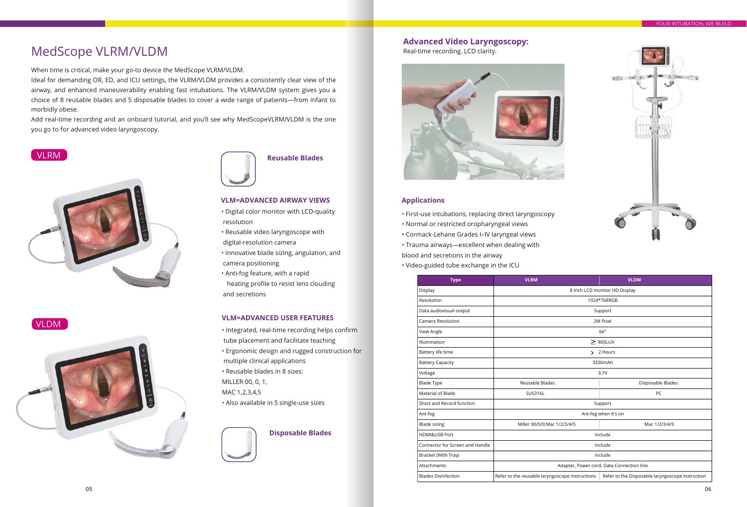# MedScope VLRM/VLDM

When time is critical, make your go-to device the MedScope VLRM/VLDM.

Ideal for demanding OR, ED, and ICU settings, the VLRM/VLDM provides a consistently clear view of the airway, and enhanced maneuverability enabling fast intubations. The VLRM/VLDM system gives you a choice of 8 reusable blades and 5 disposable blades to cover a wide range of patients—from infant to morbidly obese.

Add real-time recording and an onboard tutorial, and you'll see why MedScopeVLRM/VLDM is the one you go to for advanced video laryngoscopy.

VLRM

VLDM

**Reusable Blades**

### VLM=ADVANCED AIRWAY VIEWS

- Digital color monitor with LCD-quality resolution
- Reusable video laryngoscope with digital-resolution camera
- Innovative blade sizing, angulation, and camera positioning
- Anti-fog feature, with a rapid heating profile to resist lens clouding and secretions

### VLM=ADVANCED USER FEATURES

- Integrated, real-time recording helps confirm tube placement and facilitate teaching
- Ergonomic design and rugged construction for multiple clinical applications
- Reusable blades in 8 sizes:
  MILLER 00, 0, 1,
  MAC 1,2,3,4,5
- Also available in 5 single-use sizes

**Disposable Blades**

## Advanced Video Laryngoscopy:

Real-time recording. LCD clarity.

## Applications

- First-use intubations, replacing direct laryngoscopy
- Normal or restricted oropharyngeal views
- Cormack-Lehane Grades I–IV laryngeal views
- Trauma airways—excellent when dealing with blood and secretions in the airway
- Video-guided tube exchange in the ICU

| Type | VLRM | VLDM |
|---|---|---|
| Display | 8 Inch LCD monitor HD Display | |
| Resolution | 1024*768RGB | |
| Data audiovisual output | Support | |
| Camera Resolution | 2M Pixel | |
| View Angle | 66° | |
| Illumination | ≥ 800LUX | |
| Battery life time | > 2 Hours | |
| Battery Capacity | 3200mAh | |
| Voltage | 3.7V | |
| Blade Type | Reusable Blades | Disposable Blades |
| Material of Blade | SUS316L | PC |
| Short and Record function | Support | |
| Ant-fog | Ant-fog when it's on | |
| Blade sizing | Miller 00/0/0;Mac 1/2/3/4/5 | Mac 1/2/3/4/5 |
| HDMI&USB Port | Include | |
| Connector for Screen and Handle | Include | |
| Bracket (With Tray) | Include | |
| Attachments | Adapter, Power cord, Data Connection line | |
| Blades Disinfection | Refer to the reusable laryngoscope instructions | Refer to the Disposable laryngoscope instruction |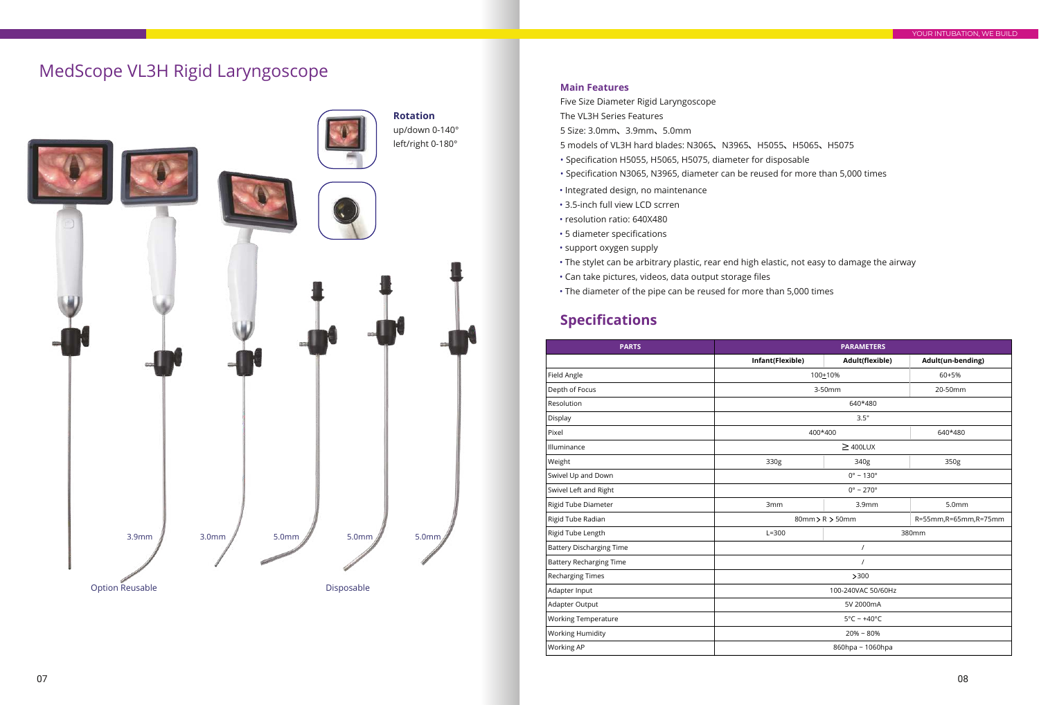# MedScope VL3H Rigid Laryngoscope

**Rotation**
up/down 0-140°
left/right 0-180°

3.9mm 3.0mm 5.0mm 5.0mm 5.0mm

Option Reusable

Disposable

### Main Features

Five Size Diameter Rigid Laryngoscope

The VL3H Series Features

5 Size: 3.0mm、3.9mm、5.0mm

5 models of VL3H hard blades: N3065、N3965、H5055、H5065、H5075

- Specification H5055, H5065, H5075, diameter for disposable
- Specification N3065, N3965, diameter can be reused for more than 5,000 times
- Integrated design, no maintenance
- 3.5-inch full view LCD scrren
- resolution ratio: 640X480
- 5 diameter specifications
- support oxygen supply
- The stylet can be arbitrary plastic, rear end high elastic, not easy to damage the airway
- Can take pictures, videos, data output storage files
- The diameter of the pipe can be reused for more than 5,000 times

## Specifications

| PARTS | PARAMETERS | | |
|---|---|---|---|
| | Infant(Flexible) | Adult(flexible) | Adult(un-bending) |
| Field Angle | 100±10% | | 60+5% |
| Depth of Focus | 3-50mm | | 20-50mm |
| Resolution | 640*480 | | |
| Display | 3.5" | | |
| Pixel | 400*400 | | 640*480 |
| Illuminance | ≥ 400LUX | | |
| Weight | 330g | 340g | 350g |
| Swivel Up and Down | 0° ~ 130° | | |
| Swivel Left and Right | 0° ~ 270° | | |
| Rigid Tube Diameter | 3mm | 3.9mm | 5.0mm |
| Rigid Tube Radian | 80mm > R > 50mm | | R=55mm,R=65mm,R=75mm |
| Rigid Tube Length | L=300 | 380mm | |
| Battery Discharging Time | / | | |
| Battery Recharging Time | / | | |
| Recharging Times | >300 | | |
| Adapter Input | 100-240VAC 50/60Hz | | |
| Adapter Output | 5V 2000mA | | |
| Working Temperature | 5°C ~ +40°C | | |
| Working Humidity | 20% ~ 80% | | |
| Working AP | 860hpa ~ 1060hpa | | |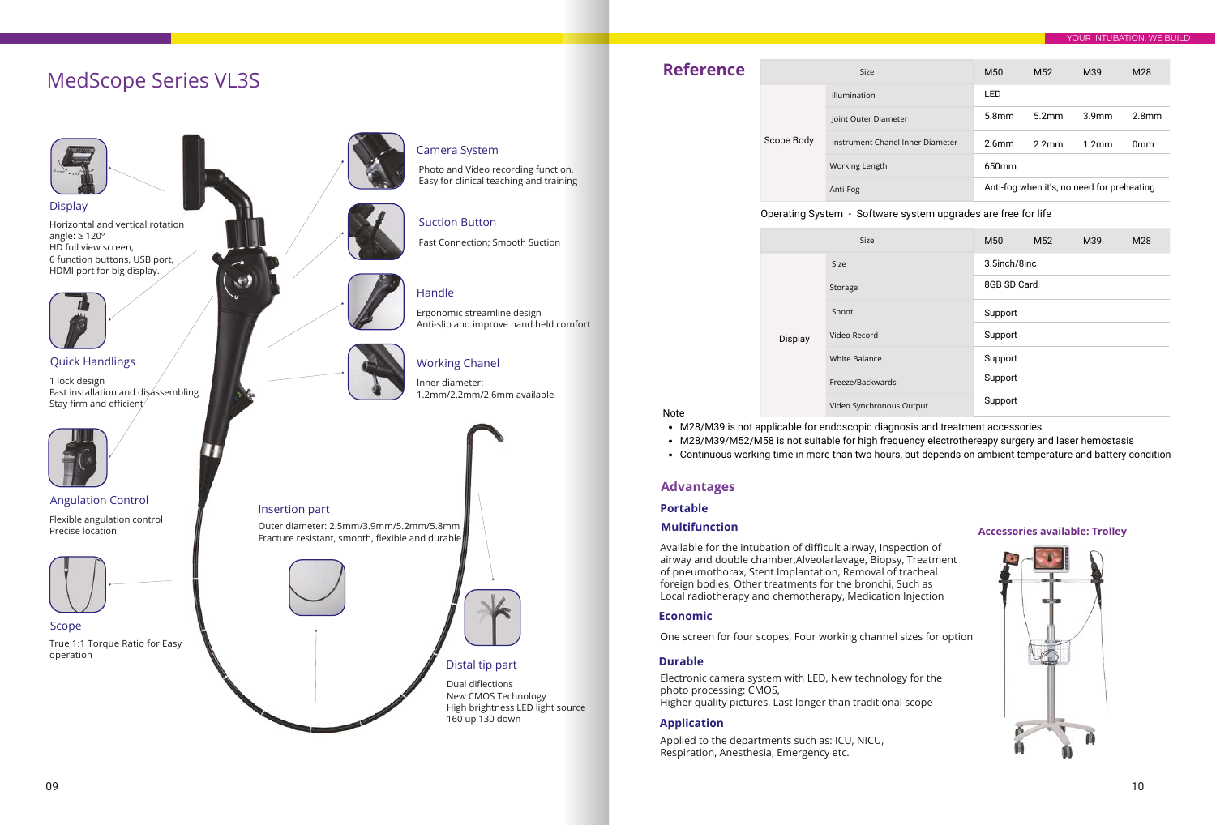# MedScope Series VL3S

### Display

Horizontal and vertical rotation angle: ≥ 120°
HD full view screen,
6 function buttons, USB port, HDMI port for big display.

### Quick Handlings

1 lock design
Fast installation and disassembling
Stay firm and efficient

### Angulation Control

Flexible angulation control
Precise location

### Scope

True 1:1 Torque Ratio for Easy operation

### Camera System

Photo and Video recording function,
Easy for clinical teaching and training

### Suction Button

Fast Connection; Smooth Suction

### Handle

Ergonomic streamline design
Anti-slip and improve hand held comfort

### Working Chanel

Inner diameter:
1.2mm/2.2mm/2.6mm available

### Insertion part

Outer diameter: 2.5mm/3.9mm/5.2mm/5.8mm
Fracture resistant, smooth, flexible and durable

### Distal tip part

Dual diflections
New CMOS Technology
High brightness LED light source
160 up 130 down

## Reference

| Size | | M50 | M52 | M39 | M28 |
|---|---|---|---|---|---|
| Scope Body | illumination | LED | | | |
| | Joint Outer Diameter | 5.8mm | 5.2mm | 3.9mm | 2.8mm |
| | Instrument Chanel Inner Diameter | 2.6mm | 2.2mm | 1.2mm | 0mm |
| | Working Length | 650mm | | | |
| | Anti-Fog | Anti-fog when it's, no need for preheating | | | |

Operating System - Software system upgrades are free for life

| Size | | M50 | M52 | M39 | M28 |
|---|---|---|---|---|---|
| Display | Size | 3.5inch/8inc | | | |
| | Storage | 8GB SD Card | | | |
| | Shoot | Support | | | |
| | Video Record | Support | | | |
| | White Balance | Support | | | |
| | Freeze/Backwards | Support | | | |
| | Video Synchronous Output | Support | | | |

Note

- M28/M39 is not applicable for endoscopic diagnosis and treatment accessories.
- M28/M39/M52/M58 is not suitable for high frequency electrothereapy surgery and laser hemostasis
- Continuous working time in more than two hours, but depends on ambient temperature and battery condition

## Advantages

### Portable

### Multifunction

Available for the intubation of difficult airway, Inspection of airway and double chamber,Alveolarlavage, Biopsy, Treatment of pneumothorax, Stent Implantation, Removal of tracheal foreign bodies, Other treatments for the bronchi, Such as Local radiotherapy and chemotherapy, Medication Injection

### Economic

One screen for four scopes, Four working channel sizes for option

### Durable

Electronic camera system with LED, New technology for the photo processing: CMOS,
Higher quality pictures, Last longer than traditional scope

### Application

Applied to the departments such as: ICU, NICU, Respiration, Anesthesia, Emergency etc.

**Accessories available: Trolley**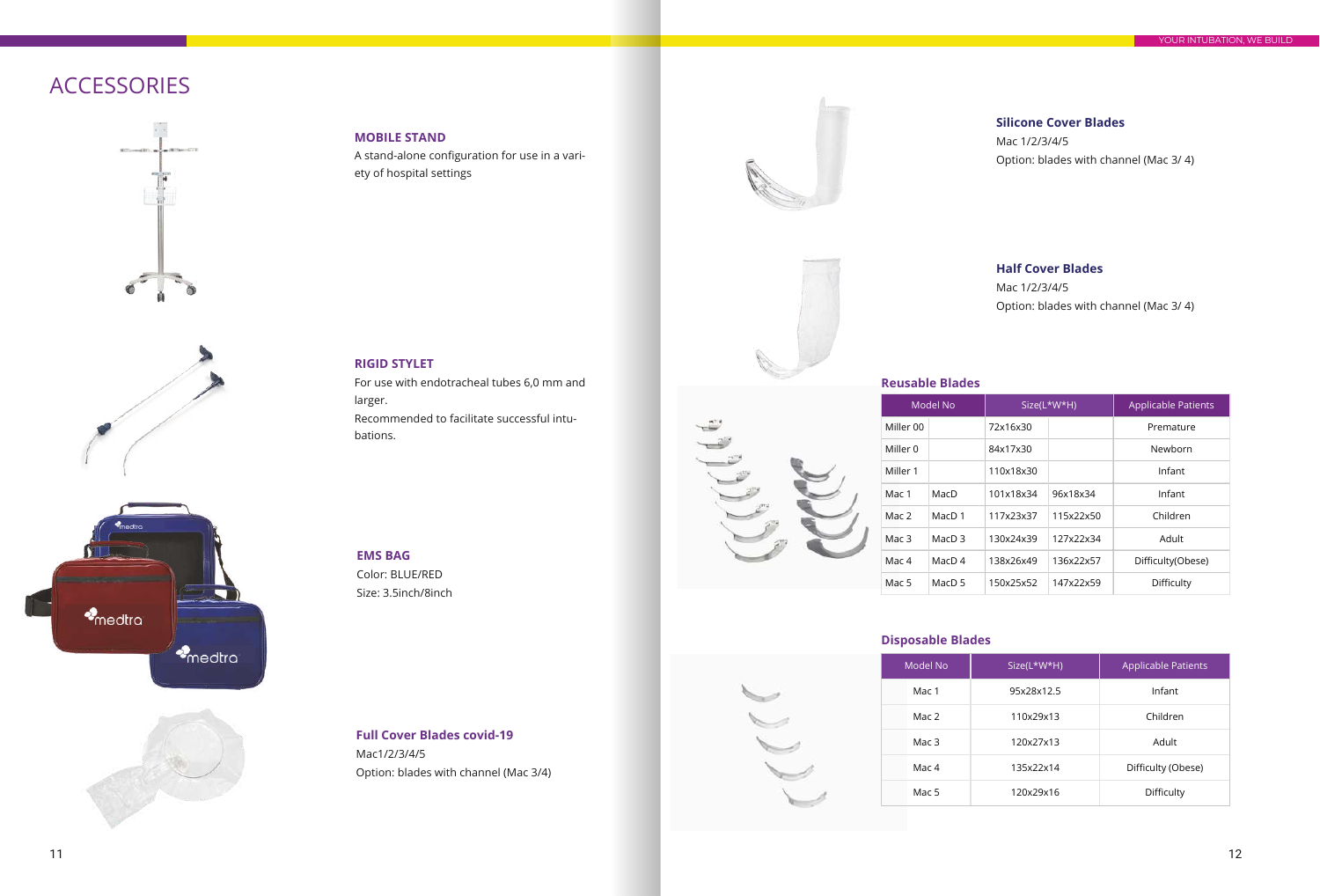# ACCESSORIES

**MOBILE STAND**

A stand-alone configuration for use in a variety of hospital settings

**RIGID STYLET**

For use with endotracheal tubes 6,0 mm and larger.

Recommended to facilitate successful intubations.

**EMS BAG**

Color: BLUE/RED

Size: 3.5inch/8inch

**Full Cover Blades covid-19**

Mac1/2/3/4/5

Option: blades with channel (Mac 3/4)

**Silicone Cover Blades**

Mac 1/2/3/4/5

Option: blades with channel (Mac 3/ 4)

**Half Cover Blades**

Mac 1/2/3/4/5

Option: blades with channel (Mac 3/ 4)

**Reusable Blades**

| Model No | | Size(L*W*H) | | Applicable Patients |
|---|---|---|---|---|
| Miller 00 | | 72x16x30 | | Premature |
| Miller 0 | | 84x17x30 | | Newborn |
| Miller 1 | | 110x18x30 | | Infant |
| Mac 1 | MacD | 101x18x34 | 96x18x34 | Infant |
| Mac 2 | MacD 1 | 117x23x37 | 115x22x50 | Children |
| Mac 3 | MacD 3 | 130x24x39 | 127x22x34 | Adult |
| Mac 4 | MacD 4 | 138x26x49 | 136x22x57 | Difficulty(Obese) |
| Mac 5 | MacD 5 | 150x25x52 | 147x22x59 | Difficulty |

**Disposable Blades**

| Model No | Size(L*W*H) | Applicable Patients |
|---|---|---|
| Mac 1 | 95x28x12.5 | Infant |
| Mac 2 | 110x29x13 | Children |
| Mac 3 | 120x27x13 | Adult |
| Mac 4 | 135x22x14 | Difficulty (Obese) |
| Mac 5 | 120x29x16 | Difficulty |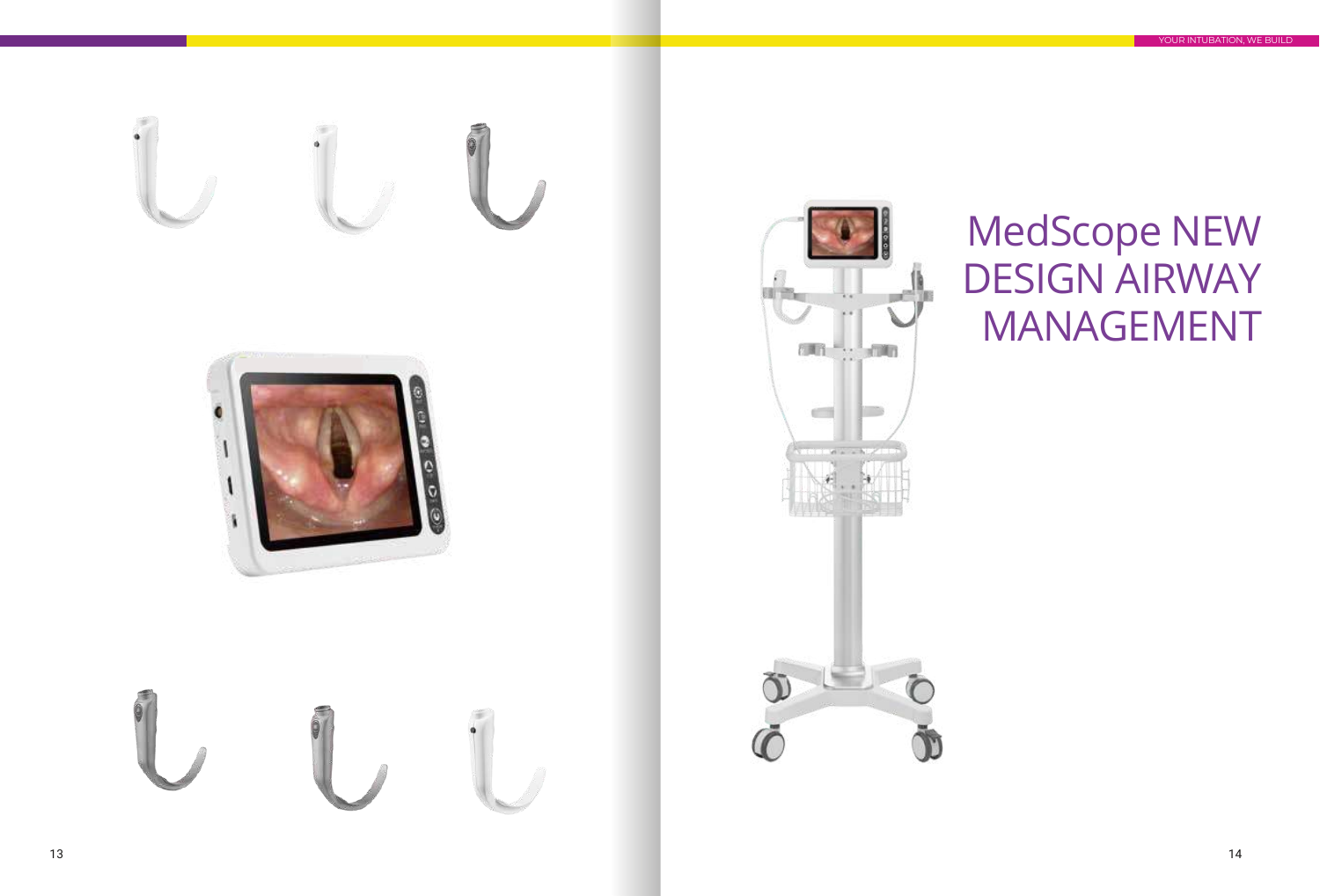# MedScope NEW DESIGN AIRWAY MANAGEMENT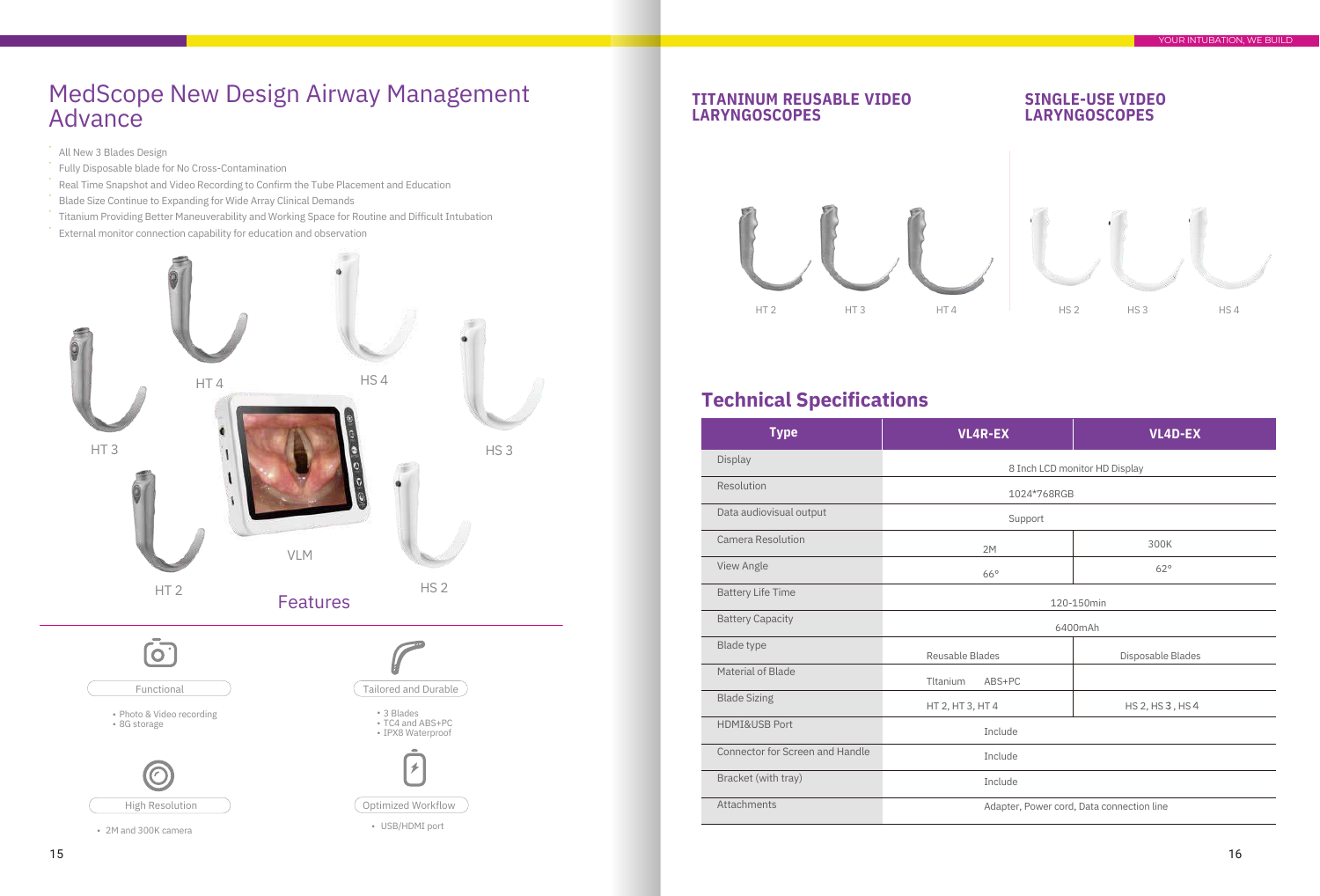# MedScope New Design Airway Management Advance

- All New 3 Blades Design
- Fully Disposable blade for No Cross-Contamination
- Real Time Snapshot and Video Recording to Confirm the Tube Placement and Education
- Blade Size Continue to Expanding for Wide Array Clinical Demands
- Titanium Providing Better Maneuverability and Working Space for Routine and Difficult Intubation
- External monitor connection capability for education and observation

HT 3 HT 4 HS 4 HS 3 HT 2 VLM HS 2

## Features

**Functional**

- Photo & Video recording
- 8G storage

**Tailored and Durable**

- 3 Blades
- TC4 and ABS+PC
- IPX8 Waterproof

**High Resolution**

- 2M and 300K camera

**Optimized Workflow**

- USB/HDMI port

## TITANINUM REUSABLE VIDEO LARYNGOSCOPES

HT 2 HT 3 HT 4

## SINGLE-USE VIDEO LARYNGOSCOPES

HS 2 HS 3 HS 4

## Technical Specifications

| Type | VL4R-EX | VL4D-EX |
|---|---|---|
| Display | 8 Inch LCD monitor HD Display | |
| Resolution | 1024*768RGB | |
| Data audiovisual output | Support | |
| Camera Resolution | 2M | 300K |
| View Angle | 66° | 62° |
| Battery Life Time | 120-150min | |
| Battery Capacity | 6400mAh | |
| Blade type | Reusable Blades | Disposable Blades |
| Material of Blade | Tltanium ABS+PC | |
| Blade Sizing | HT 2, HT 3, HT 4 | HS 2, HS 3 , HS 4 |
| HDMI&USB Port | Include | |
| Connector for Screen and Handle | Include | |
| Bracket (with tray) | Include | |
| Attachments | Adapter, Power cord, Data connection line | |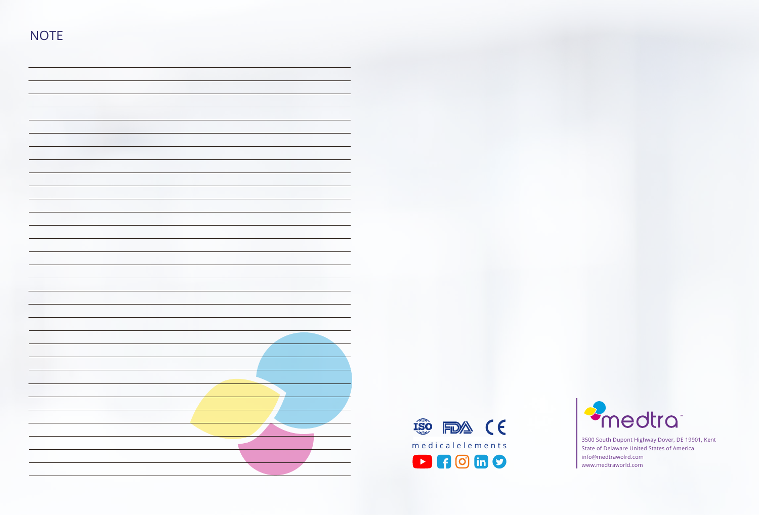## NOTE

medicalelements

medtra™

3500 South Dupont Highway Dover, DE 19901, Kent
State of Delaware United States of America
info@medtrawolrd.com
www.medtraworld.com